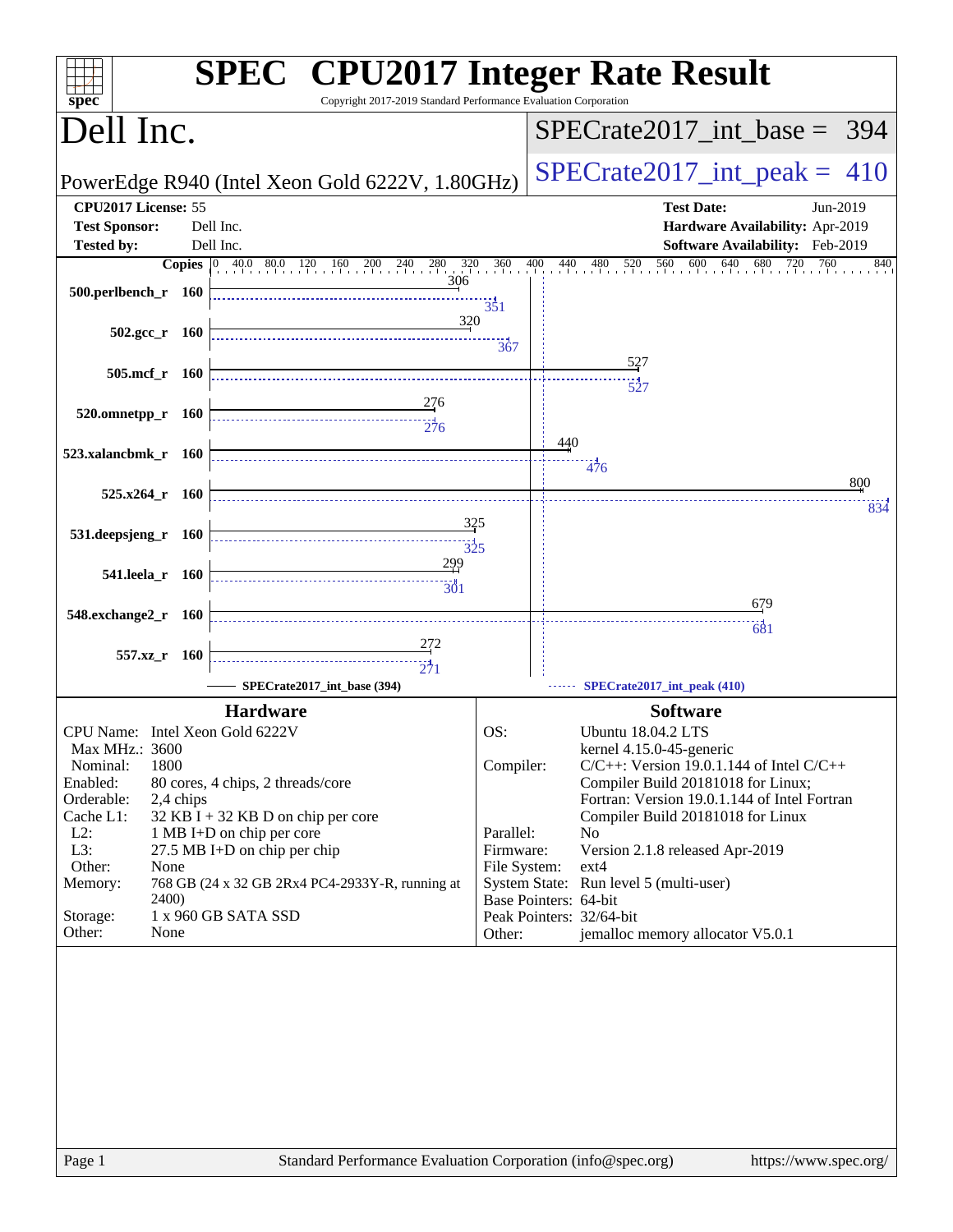# SPEC CPU2017 Integer Rate Result

Copyright 2017-2019 Standard Performance Evaluation Corporation

## Dell Inc.

**PowerEdge R940 (Intel Xeon Gold 6222V, 1.80GHz)**

**SPECrate2017_int_base = 394**

**SPECrate2017_int_peak = 410**

| | | | |
|---|---|---|---|
| **CPU2017 License:** | 55 | **Test Date:** | Jun-2019 |
| **Test Sponsor:** | Dell Inc. | **Hardware Availability:** | Apr-2019 |
| **Tested by:** | Dell Inc. | **Software Availability:** | Feb-2019 |

| Benchmark | Copies | SPECrate2017_int_base | SPECrate2017_int_peak |
|---|---|---|---|
| 500.perlbench_r | 160 | 306 | 351 |
| 502.gcc_r | 160 | 320 | 367 |
| 505.mcf_r | 160 | 527 | 527 |
| 520.omnetpp_r | 160 | 276 | 276 |
| 523.xalancbmk_r | 160 | 440 | 476 |
| 525.x264_r | 160 | 800 | 834 |
| 531.deepsjeng_r | 160 | 325 | 325 |
| 541.leela_r | 160 | 299 | 301 |
| 548.exchange2_r | 160 | 679 | 681 |
| 557.xz_r | 160 | 272 | 271 |

SPECrate2017_int_base (394) — SPECrate2017_int_peak (410)

### Hardware

| | |
|---|---|
| CPU Name: | Intel Xeon Gold 6222V |
| Max MHz.: | 3600 |
| Nominal: | 1800 |
| Enabled: | 80 cores, 4 chips, 2 threads/core |
| Orderable: | 2,4 chips |
| Cache L1: | 32 KB I + 32 KB D on chip per core |
| L2: | 1 MB I+D on chip per core |
| L3: | 27.5 MB I+D on chip per chip |
| Other: | None |
| Memory: | 768 GB (24 x 32 GB 2Rx4 PC4-2933Y-R, running at 2400) |
| Storage: | 1 x 960 GB SATA SSD |
| Other: | None |

### Software

| | |
|---|---|
| OS: | Ubuntu 18.04.2 LTS<br>kernel 4.15.0-45-generic |
| Compiler: | C/C++: Version 19.0.1.144 of Intel C/C++ Compiler Build 20181018 for Linux;<br>Fortran: Version 19.0.1.144 of Intel Fortran Compiler Build 20181018 for Linux |
| Parallel: | No |
| Firmware: | Version 2.1.8 released Apr-2019 |
| File System: | ext4 |
| System State: | Run level 5 (multi-user) |
| Base Pointers: | 64-bit |
| Peak Pointers: | 32/64-bit |
| Other: | jemalloc memory allocator V5.0.1 |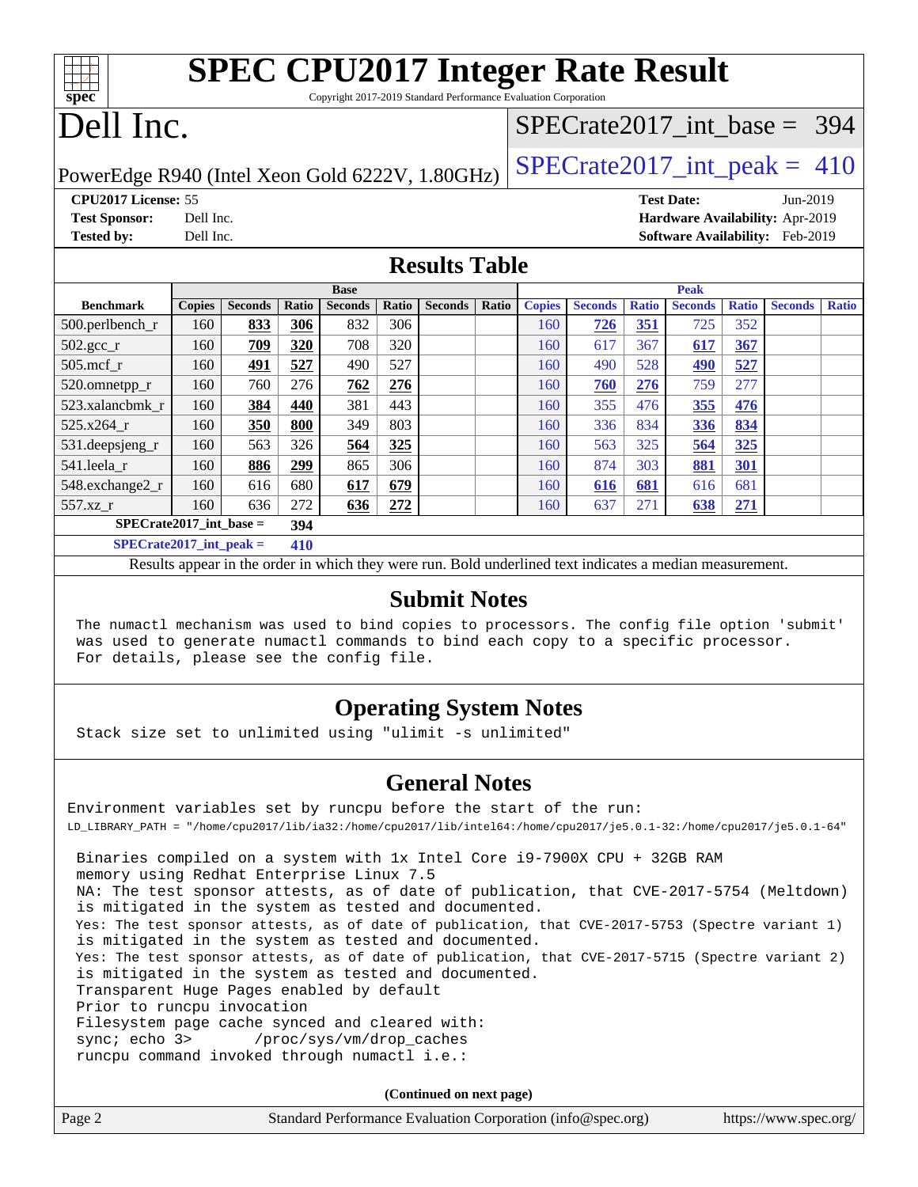# SPEC CPU2017 Integer Rate Result

Copyright 2017-2019 Standard Performance Evaluation Corporation

# Dell Inc.

PowerEdge R940 (Intel Xeon Gold 6222V, 1.80GHz)

SPECrate2017_int_base = 394

SPECrate2017_int_peak = 410

**CPU2017 License:** 55
**Test Sponsor:** Dell Inc.
**Tested by:** Dell Inc.

**Test Date:** Jun-2019
**Hardware Availability:** Apr-2019
**Software Availability:** Feb-2019

## Results Table

| | Base | | | | | | | Peak | | | | | | |
|---|---|---|---|---|---|---|---|---|---|---|---|---|---|---|
| **Benchmark** | **Copies** | **Seconds** | **Ratio** | **Seconds** | **Ratio** | **Seconds** | **Ratio** | **Copies** | **Seconds** | **Ratio** | **Seconds** | **Ratio** | **Seconds** | **Ratio** |
| 500.perlbench_r | 160 | **833** | **306** | 832 | 306 | | | 160 | **726** | **351** | 725 | 352 | | |
| 502.gcc_r | 160 | **709** | **320** | 708 | 320 | | | 160 | 617 | 367 | **617** | **367** | | |
| 505.mcf_r | 160 | **491** | **527** | 490 | 527 | | | 160 | 490 | 528 | **490** | **527** | | |
| 520.omnetpp_r | 160 | 760 | 276 | **762** | **276** | | | 160 | **760** | **276** | 759 | 277 | | |
| 523.xalancbmk_r | 160 | **384** | **440** | 381 | 443 | | | 160 | 355 | 476 | **355** | **476** | | |
| 525.x264_r | 160 | **350** | **800** | 349 | 803 | | | 160 | 336 | 834 | **336** | **834** | | |
| 531.deepsjeng_r | 160 | 563 | 326 | **564** | **325** | | | 160 | 563 | 325 | **564** | **325** | | |
| 541.leela_r | 160 | **886** | **299** | 865 | 306 | | | 160 | 874 | 303 | **881** | **301** | | |
| 548.exchange2_r | 160 | 616 | 680 | **617** | **679** | | | 160 | **616** | **681** | 616 | 681 | | |
| 557.xz_r | 160 | 636 | 272 | **636** | **272** | | | 160 | 637 | 271 | **638** | **271** | | |

**SPECrate2017_int_base = 394**

**SPECrate2017_int_peak = 410**

Results appear in the order in which they were run. Bold underlined text indicates a median measurement.

## Submit Notes

```
The numactl mechanism was used to bind copies to processors. The config file option 'submit'
was used to generate numactl commands to bind each copy to a specific processor.
For details, please see the config file.
```

## Operating System Notes

```
Stack size set to unlimited using "ulimit -s unlimited"
```

## General Notes

```
Environment variables set by runcpu before the start of the run:
LD_LIBRARY_PATH = "/home/cpu2017/lib/ia32:/home/cpu2017/lib/intel64:/home/cpu2017/je5.0.1-32:/home/cpu2017/je5.0.1-64"

 Binaries compiled on a system with 1x Intel Core i9-7900X CPU + 32GB RAM
 memory using Redhat Enterprise Linux 7.5
 NA: The test sponsor attests, as of date of publication, that CVE-2017-5754 (Meltdown)
 is mitigated in the system as tested and documented.
 Yes: The test sponsor attests, as of date of publication, that CVE-2017-5753 (Spectre variant 1)
 is mitigated in the system as tested and documented.
 Yes: The test sponsor attests, as of date of publication, that CVE-2017-5715 (Spectre variant 2)
 is mitigated in the system as tested and documented.
 Transparent Huge Pages enabled by default
 Prior to runcpu invocation
 Filesystem page cache synced and cleared with:
 sync; echo 3>       /proc/sys/vm/drop_caches
 runcpu command invoked through numactl i.e.:
```

**(Continued on next page)**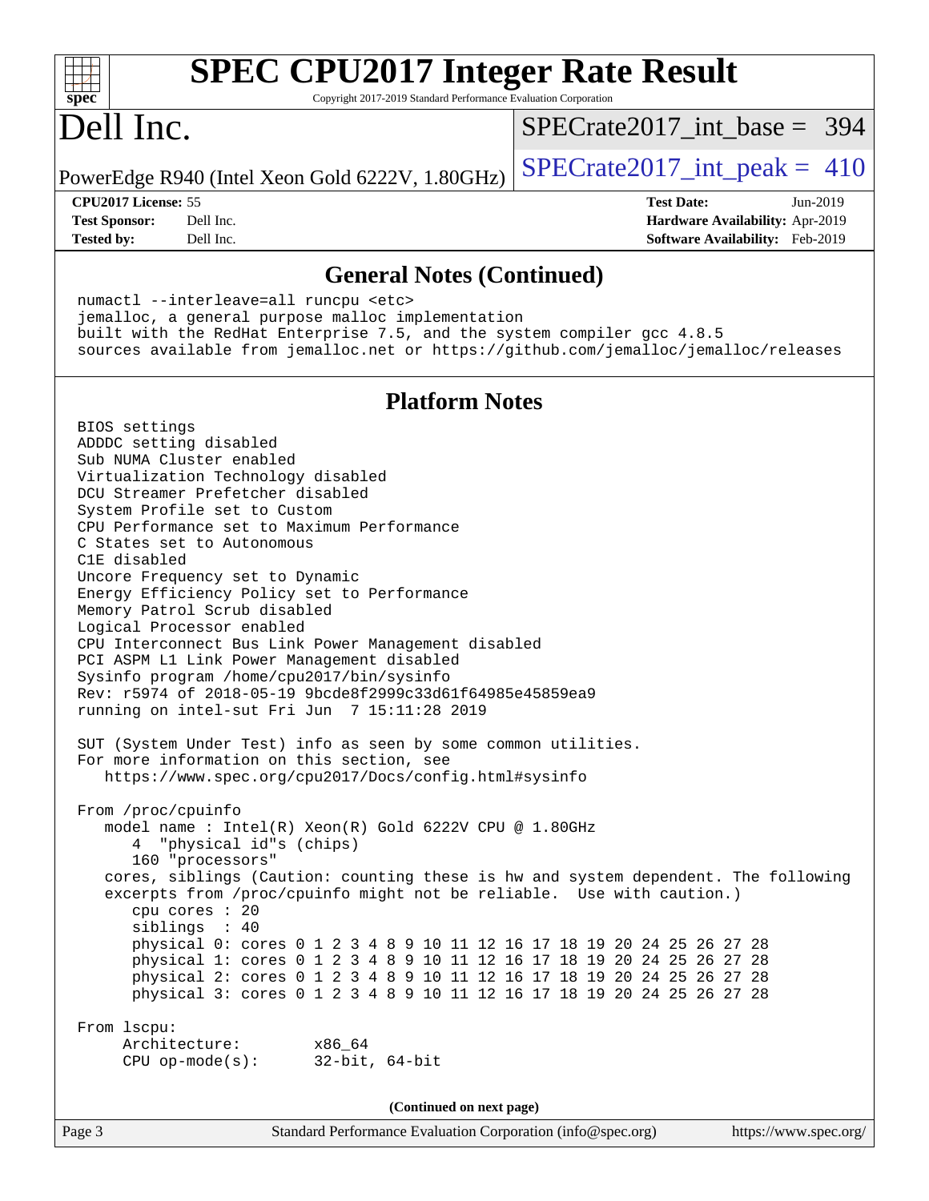# SPEC CPU2017 Integer Rate Result

Copyright 2017-2019 Standard Performance Evaluation Corporation

## Dell Inc.

PowerEdge R940 (Intel Xeon Gold 6222V, 1.80GHz)

SPECrate2017_int_base = 394

SPECrate2017_int_peak = 410

**CPU2017 License:** 55
**Test Sponsor:** Dell Inc.
**Tested by:** Dell Inc.

**Test Date:** Jun-2019
**Hardware Availability:** Apr-2019
**Software Availability:** Feb-2019

### General Notes (Continued)

```
numactl --interleave=all runcpu <etc>
jemalloc, a general purpose malloc implementation
built with the RedHat Enterprise 7.5, and the system compiler gcc 4.8.5
sources available from jemalloc.net or https://github.com/jemalloc/jemalloc/releases
```

### Platform Notes

```
BIOS settings
ADDDC setting disabled
Sub NUMA Cluster enabled
Virtualization Technology disabled
DCU Streamer Prefetcher disabled
System Profile set to Custom
CPU Performance set to Maximum Performance
C States set to Autonomous
C1E disabled
Uncore Frequency set to Dynamic
Energy Efficiency Policy set to Performance
Memory Patrol Scrub disabled
Logical Processor enabled
CPU Interconnect Bus Link Power Management disabled
PCI ASPM L1 Link Power Management disabled
Sysinfo program /home/cpu2017/bin/sysinfo
Rev: r5974 of 2018-05-19 9bcde8f2999c33d61f64985e45859ea9
running on intel-sut Fri Jun  7 15:11:28 2019

SUT (System Under Test) info as seen by some common utilities.
For more information on this section, see
   https://www.spec.org/cpu2017/Docs/config.html#sysinfo

From /proc/cpuinfo
   model name : Intel(R) Xeon(R) Gold 6222V CPU @ 1.80GHz
      4  "physical id"s (chips)
      160 "processors"
   cores, siblings (Caution: counting these is hw and system dependent. The following
   excerpts from /proc/cpuinfo might not be reliable.  Use with caution.)
      cpu cores : 20
      siblings  : 40
      physical 0: cores 0 1 2 3 4 8 9 10 11 12 16 17 18 19 20 24 25 26 27 28
      physical 1: cores 0 1 2 3 4 8 9 10 11 12 16 17 18 19 20 24 25 26 27 28
      physical 2: cores 0 1 2 3 4 8 9 10 11 12 16 17 18 19 20 24 25 26 27 28
      physical 3: cores 0 1 2 3 4 8 9 10 11 12 16 17 18 19 20 24 25 26 27 28

From lscpu:
     Architecture:        x86_64
     CPU op-mode(s):      32-bit, 64-bit
```

(Continued on next page)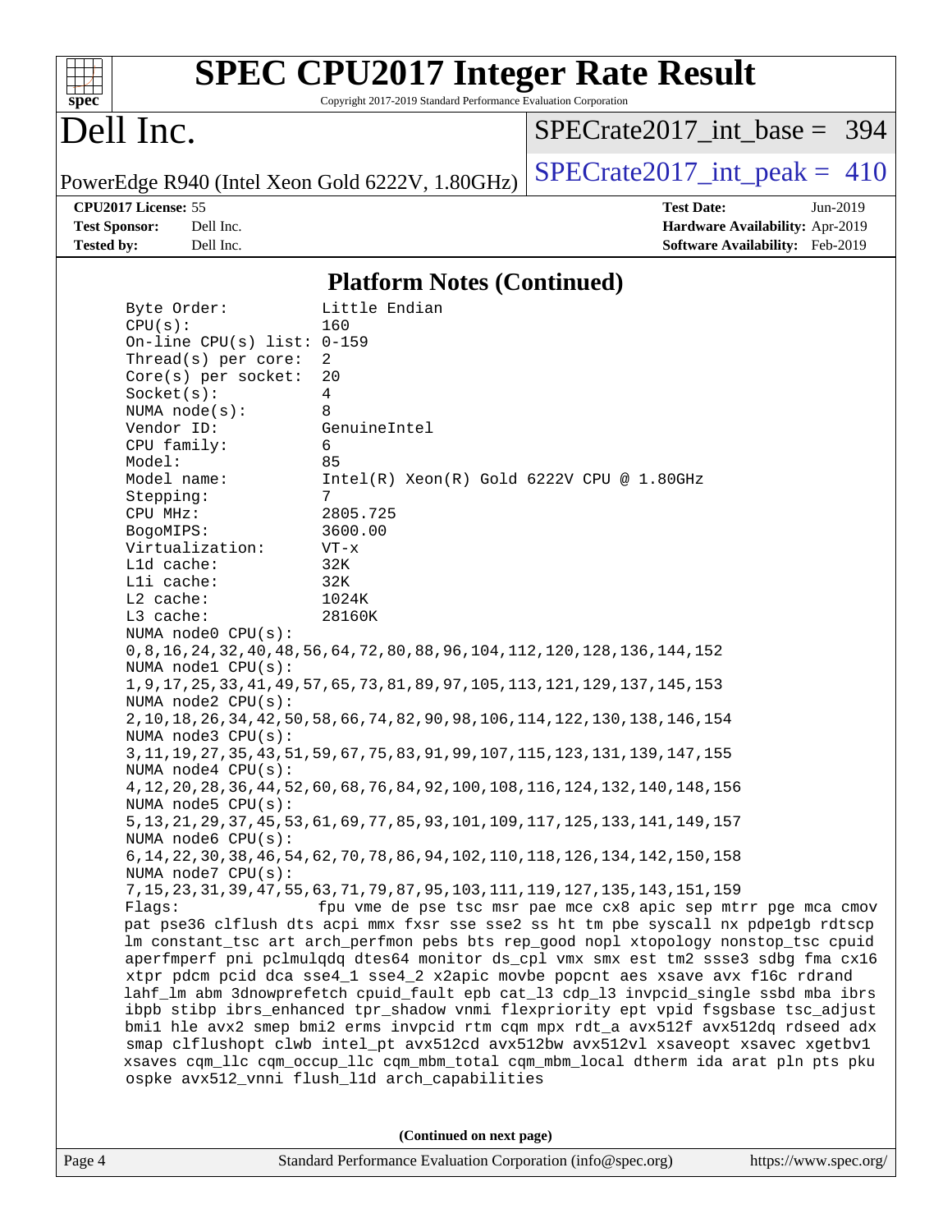## Platform Notes (Continued)

```
Byte Order:            Little Endian
CPU(s):                160
On-line CPU(s) list: 0-159
Thread(s) per core:  2
Core(s) per socket:  20
Socket(s):           4
NUMA node(s):        8
Vendor ID:           GenuineIntel
CPU family:          6
Model:               85
Model name:          Intel(R) Xeon(R) Gold 6222V CPU @ 1.80GHz
Stepping:            7
CPU MHz:             2805.725
BogoMIPS:            3600.00
Virtualization:      VT-x
L1d cache:           32K
L1i cache:           32K
L2 cache:            1024K
L3 cache:            28160K
NUMA node0 CPU(s):
0,8,16,24,32,40,48,56,64,72,80,88,96,104,112,120,128,136,144,152
NUMA node1 CPU(s):
1,9,17,25,33,41,49,57,65,73,81,89,97,105,113,121,129,137,145,153
NUMA node2 CPU(s):
2,10,18,26,34,42,50,58,66,74,82,90,98,106,114,122,130,138,146,154
NUMA node3 CPU(s):
3,11,19,27,35,43,51,59,67,75,83,91,99,107,115,123,131,139,147,155
NUMA node4 CPU(s):
4,12,20,28,36,44,52,60,68,76,84,92,100,108,116,124,132,140,148,156
NUMA node5 CPU(s):
5,13,21,29,37,45,53,61,69,77,85,93,101,109,117,125,133,141,149,157
NUMA node6 CPU(s):
6,14,22,30,38,46,54,62,70,78,86,94,102,110,118,126,134,142,150,158
NUMA node7 CPU(s):
7,15,23,31,39,47,55,63,71,79,87,95,103,111,119,127,135,143,151,159
Flags:               fpu vme de pse tsc msr pae mce cx8 apic sep mtrr pge mca cmov
pat pse36 clflush dts acpi mmx fxsr sse sse2 ss ht tm pbe syscall nx pdpe1gb rdtscp
lm constant_tsc art arch_perfmon pebs bts rep_good nopl xtopology nonstop_tsc cpuid
aperfmperf pni pclmulqdq dtes64 monitor ds_cpl vmx smx est tm2 ssse3 sdbg fma cx16
xtpr pdcm pcid dca sse4_1 sse4_2 x2apic movbe popcnt aes xsave avx f16c rdrand
lahf_lm abm 3dnowprefetch cpuid_fault epb cat_l3 cdp_l3 invpcid_single ssbd mba ibrs
ibpb stibp ibrs_enhanced tpr_shadow vnmi flexpriority ept vpid fsgsbase tsc_adjust
bmi1 hle avx2 smep bmi2 erms invpcid rtm cqm mpx rdt_a avx512f avx512dq rdseed adx
smap clflushopt clwb intel_pt avx512cd avx512bw avx512vl xsaveopt xsavec xgetbv1
xsaves cqm_llc cqm_occup_llc cqm_mbm_total cqm_mbm_local dtherm ida arat pln pts pku
ospke avx512_vnni flush_l1d arch_capabilities
```

**(Continued on next page)**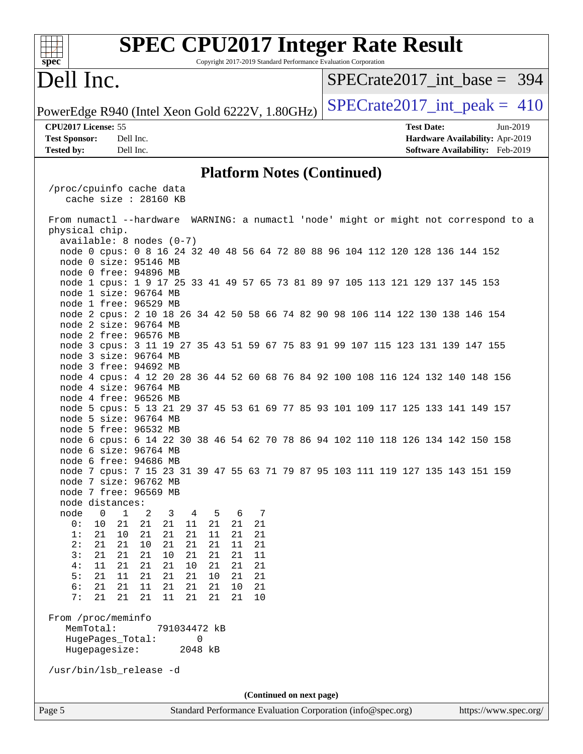# SPEC CPU2017 Integer Rate Result

Copyright 2017-2019 Standard Performance Evaluation Corporation

# Dell Inc.

PowerEdge R940 (Intel Xeon Gold 6222V, 1.80GHz)

SPECrate2017_int_base = 394

SPECrate2017_int_peak = 410

**CPU2017 License:** 55
**Test Sponsor:** Dell Inc.
**Tested by:** Dell Inc.

**Test Date:** Jun-2019
**Hardware Availability:** Apr-2019
**Software Availability:** Feb-2019

## Platform Notes (Continued)

```
/proc/cpuinfo cache data
   cache size : 28160 KB

From numactl --hardware  WARNING: a numactl 'node' might or might not correspond to a
physical chip.
  available: 8 nodes (0-7)
  node 0 cpus: 0 8 16 24 32 40 48 56 64 72 80 88 96 104 112 120 128 136 144 152
  node 0 size: 95146 MB
  node 0 free: 94896 MB
  node 1 cpus: 1 9 17 25 33 41 49 57 65 73 81 89 97 105 113 121 129 137 145 153
  node 1 size: 96764 MB
  node 1 free: 96529 MB
  node 2 cpus: 2 10 18 26 34 42 50 58 66 74 82 90 98 106 114 122 130 138 146 154
  node 2 size: 96764 MB
  node 2 free: 96576 MB
  node 3 cpus: 3 11 19 27 35 43 51 59 67 75 83 91 99 107 115 123 131 139 147 155
  node 3 size: 96764 MB
  node 3 free: 94692 MB
  node 4 cpus: 4 12 20 28 36 44 52 60 68 76 84 92 100 108 116 124 132 140 148 156
  node 4 size: 96764 MB
  node 4 free: 96526 MB
  node 5 cpus: 5 13 21 29 37 45 53 61 69 77 85 93 101 109 117 125 133 141 149 157
  node 5 size: 96764 MB
  node 5 free: 96532 MB
  node 6 cpus: 6 14 22 30 38 46 54 62 70 78 86 94 102 110 118 126 134 142 150 158
  node 6 size: 96764 MB
  node 6 free: 94686 MB
  node 7 cpus: 7 15 23 31 39 47 55 63 71 79 87 95 103 111 119 127 135 143 151 159
  node 7 size: 96762 MB
  node 7 free: 96569 MB
  node distances:
  node   0   1   2   3   4   5   6   7
    0:  10  21  21  21  11  21  21  21
    1:  21  10  21  21  21  11  21  21
    2:  21  21  10  21  21  21  11  21
    3:  21  21  21  10  21  21  21  11
    4:  11  21  21  21  10  21  21  21
    5:  21  11  21  21  21  10  21  21
    6:  21  21  11  21  21  21  10  21
    7:  21  21  21  11  21  21  21  10

From /proc/meminfo
   MemTotal:       791034472 kB
   HugePages_Total:       0
   Hugepagesize:       2048 kB

/usr/bin/lsb_release -d
```

**(Continued on next page)**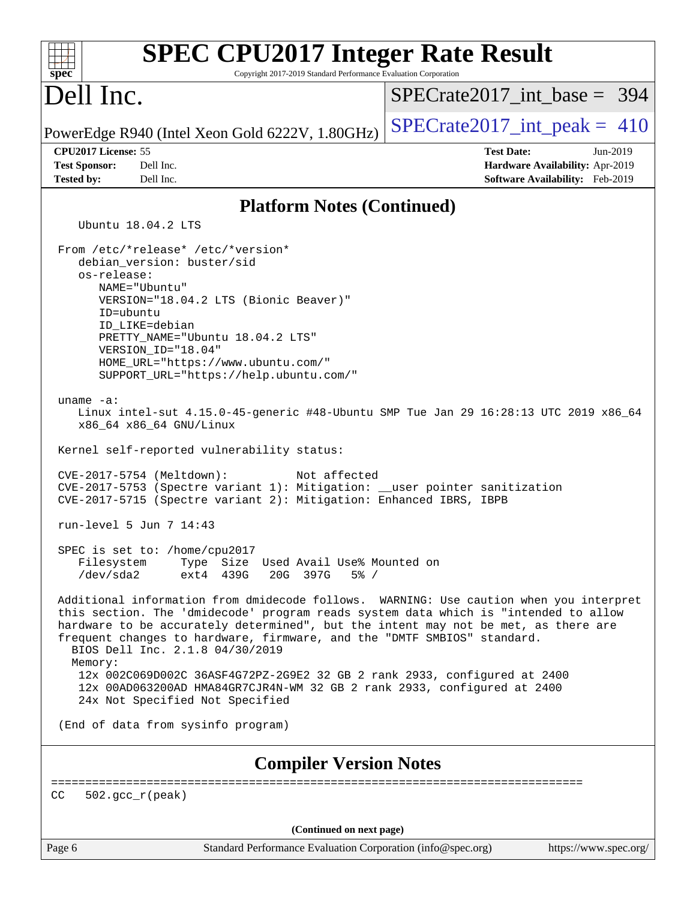# SPEC CPU2017 Integer Rate Result

Copyright 2017-2019 Standard Performance Evaluation Corporation

## Dell Inc.

PowerEdge R940 (Intel Xeon Gold 6222V, 1.80GHz)

SPECrate2017_int_base = 394

SPECrate2017_int_peak = 410

**CPU2017 License:** 55
**Test Sponsor:** Dell Inc.
**Tested by:** Dell Inc.

**Test Date:** Jun-2019
**Hardware Availability:** Apr-2019
**Software Availability:** Feb-2019

## Platform Notes (Continued)

```
    Ubuntu 18.04.2 LTS

 From /etc/*release* /etc/*version*
    debian_version: buster/sid
    os-release:
       NAME="Ubuntu"
       VERSION="18.04.2 LTS (Bionic Beaver)"
       ID=ubuntu
       ID_LIKE=debian
       PRETTY_NAME="Ubuntu 18.04.2 LTS"
       VERSION_ID="18.04"
       HOME_URL="https://www.ubuntu.com/"
       SUPPORT_URL="https://help.ubuntu.com/"

 uname -a:
    Linux intel-sut 4.15.0-45-generic #48-Ubuntu SMP Tue Jan 29 16:28:13 UTC 2019 x86_64
    x86_64 x86_64 GNU/Linux

 Kernel self-reported vulnerability status:

 CVE-2017-5754 (Meltdown):          Not affected
 CVE-2017-5753 (Spectre variant 1): Mitigation: __user pointer sanitization
 CVE-2017-5715 (Spectre variant 2): Mitigation: Enhanced IBRS, IBPB

 run-level 5 Jun 7 14:43

 SPEC is set to: /home/cpu2017
    Filesystem     Type  Size  Used Avail Use% Mounted on
    /dev/sda2      ext4  439G   20G  397G   5% /

 Additional information from dmidecode follows.  WARNING: Use caution when you interpret
 this section. The 'dmidecode' program reads system data which is "intended to allow
 hardware to be accurately determined", but the intent may not be met, as there are
 frequent changes to hardware, firmware, and the "DMTF SMBIOS" standard.
   BIOS Dell Inc. 2.1.8 04/30/2019
   Memory:
    12x 002C069D002C 36ASF4G72PZ-2G9E2 32 GB 2 rank 2933, configured at 2400
    12x 00AD063200AD HMA84GR7CJR4N-WM 32 GB 2 rank 2933, configured at 2400
    24x Not Specified Not Specified

 (End of data from sysinfo program)
```

## Compiler Version Notes

```
==============================================================================
CC  502.gcc_r(peak)
```

(Continued on next page)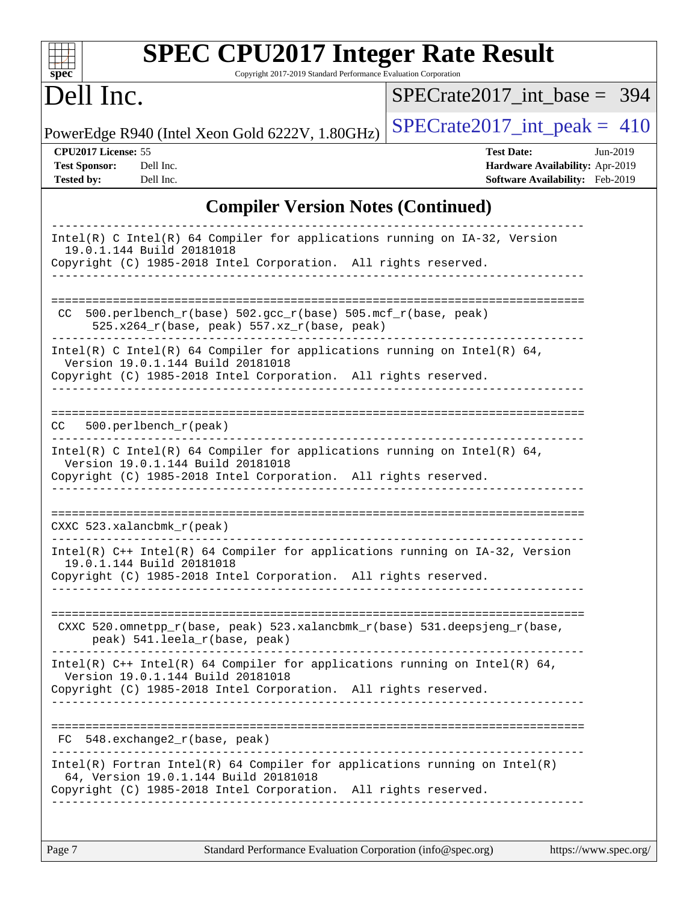## Compiler Version Notes (Continued)

```
------------------------------------------------------------------------------
Intel(R) C Intel(R) 64 Compiler for applications running on IA-32, Version
  19.0.1.144 Build 20181018
Copyright (C) 1985-2018 Intel Corporation.  All rights reserved.
------------------------------------------------------------------------------

==============================================================================
 CC  500.perlbench_r(base) 502.gcc_r(base) 505.mcf_r(base, peak)
      525.x264_r(base, peak) 557.xz_r(base, peak)
------------------------------------------------------------------------------
Intel(R) C Intel(R) 64 Compiler for applications running on Intel(R) 64,
  Version 19.0.1.144 Build 20181018
Copyright (C) 1985-2018 Intel Corporation.  All rights reserved.
------------------------------------------------------------------------------

==============================================================================
CC   500.perlbench_r(peak)
------------------------------------------------------------------------------
Intel(R) C Intel(R) 64 Compiler for applications running on Intel(R) 64,
  Version 19.0.1.144 Build 20181018
Copyright (C) 1985-2018 Intel Corporation.  All rights reserved.
------------------------------------------------------------------------------

==============================================================================
CXXC 523.xalancbmk_r(peak)
------------------------------------------------------------------------------
Intel(R) C++ Intel(R) 64 Compiler for applications running on IA-32, Version
  19.0.1.144 Build 20181018
Copyright (C) 1985-2018 Intel Corporation.  All rights reserved.
------------------------------------------------------------------------------

==============================================================================
 CXXC 520.omnetpp_r(base, peak) 523.xalancbmk_r(base) 531.deepsjeng_r(base,
      peak) 541.leela_r(base, peak)
------------------------------------------------------------------------------
Intel(R) C++ Intel(R) 64 Compiler for applications running on Intel(R) 64,
  Version 19.0.1.144 Build 20181018
Copyright (C) 1985-2018 Intel Corporation.  All rights reserved.
------------------------------------------------------------------------------

==============================================================================
 FC  548.exchange2_r(base, peak)
------------------------------------------------------------------------------
Intel(R) Fortran Intel(R) 64 Compiler for applications running on Intel(R)
  64, Version 19.0.1.144 Build 20181018
Copyright (C) 1985-2018 Intel Corporation.  All rights reserved.
------------------------------------------------------------------------------
```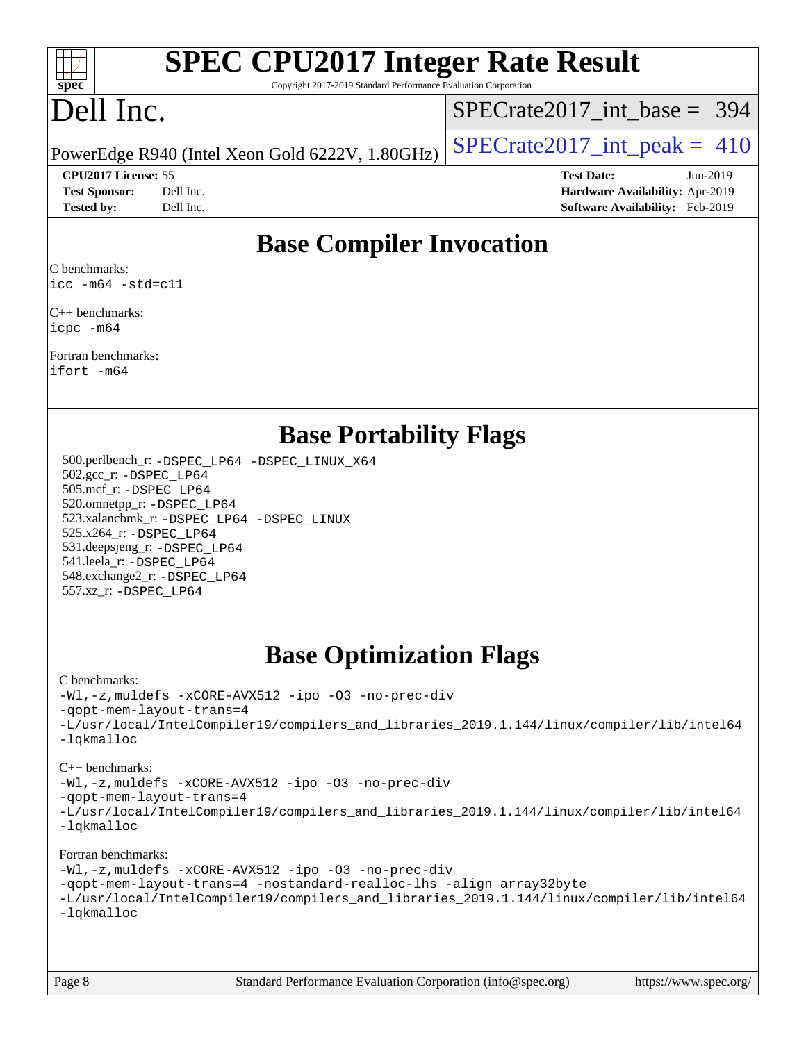# SPEC CPU2017 Integer Rate Result

Copyright 2017-2019 Standard Performance Evaluation Corporation

# Dell Inc.

PowerEdge R940 (Intel Xeon Gold 6222V, 1.80GHz)

SPECrate2017_int_base = 394

SPECrate2017_int_peak = 410

**CPU2017 License:** 55
**Test Sponsor:** Dell Inc.
**Tested by:** Dell Inc.

**Test Date:** Jun-2019
**Hardware Availability:** Apr-2019
**Software Availability:** Feb-2019

## Base Compiler Invocation

C benchmarks:
```
icc -m64 -std=c11
```

C++ benchmarks:
```
icpc -m64
```

Fortran benchmarks:
```
ifort -m64
```

## Base Portability Flags

500.perlbench_r: -DSPEC_LP64 -DSPEC_LINUX_X64
502.gcc_r: -DSPEC_LP64
505.mcf_r: -DSPEC_LP64
520.omnetpp_r: -DSPEC_LP64
523.xalancbmk_r: -DSPEC_LP64 -DSPEC_LINUX
525.x264_r: -DSPEC_LP64
531.deepsjeng_r: -DSPEC_LP64
541.leela_r: -DSPEC_LP64
548.exchange2_r: -DSPEC_LP64
557.xz_r: -DSPEC_LP64

## Base Optimization Flags

C benchmarks:
```
-Wl,-z,muldefs -xCORE-AVX512 -ipo -O3 -no-prec-div
-qopt-mem-layout-trans=4
-L/usr/local/IntelCompiler19/compilers_and_libraries_2019.1.144/linux/compiler/lib/intel64
-lqkmalloc
```

C++ benchmarks:
```
-Wl,-z,muldefs -xCORE-AVX512 -ipo -O3 -no-prec-div
-qopt-mem-layout-trans=4
-L/usr/local/IntelCompiler19/compilers_and_libraries_2019.1.144/linux/compiler/lib/intel64
-lqkmalloc
```

Fortran benchmarks:
```
-Wl,-z,muldefs -xCORE-AVX512 -ipo -O3 -no-prec-div
-qopt-mem-layout-trans=4 -nostandard-realloc-lhs -align array32byte
-L/usr/local/IntelCompiler19/compilers_and_libraries_2019.1.144/linux/compiler/lib/intel64
-lqkmalloc
```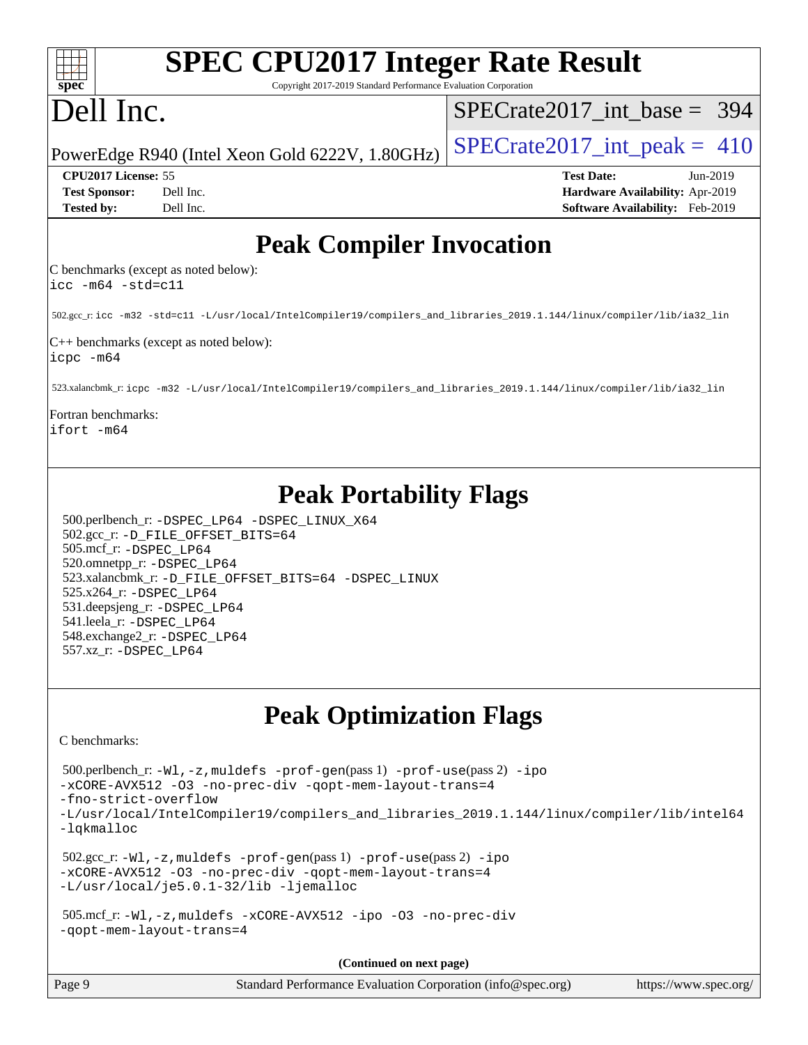# SPEC CPU2017 Integer Rate Result

Copyright 2017-2019 Standard Performance Evaluation Corporation

# Dell Inc.

PowerEdge R940 (Intel Xeon Gold 6222V, 1.80GHz)

SPECrate2017_int_base = 394

SPECrate2017_int_peak = 410

**CPU2017 License:** 55
**Test Sponsor:** Dell Inc.
**Tested by:** Dell Inc.

**Test Date:** Jun-2019
**Hardware Availability:** Apr-2019
**Software Availability:** Feb-2019

## Peak Compiler Invocation

C benchmarks (except as noted below):
```
icc -m64 -std=c11
```

502.gcc_r: `icc -m32 -std=c11 -L/usr/local/IntelCompiler19/compilers_and_libraries_2019.1.144/linux/compiler/lib/ia32_lin`

C++ benchmarks (except as noted below):
```
icpc -m64
```

523.xalancbmk_r: `icpc -m32 -L/usr/local/IntelCompiler19/compilers_and_libraries_2019.1.144/linux/compiler/lib/ia32_lin`

Fortran benchmarks:
```
ifort -m64
```

## Peak Portability Flags

500.perlbench_r: -DSPEC_LP64 -DSPEC_LINUX_X64
502.gcc_r: -D_FILE_OFFSET_BITS=64
505.mcf_r: -DSPEC_LP64
520.omnetpp_r: -DSPEC_LP64
523.xalancbmk_r: -D_FILE_OFFSET_BITS=64 -DSPEC_LINUX
525.x264_r: -DSPEC_LP64
531.deepsjeng_r: -DSPEC_LP64
541.leela_r: -DSPEC_LP64
548.exchange2_r: -DSPEC_LP64
557.xz_r: -DSPEC_LP64

## Peak Optimization Flags

C benchmarks:

500.perlbench_r: -Wl,-z,muldefs -prof-gen(pass 1) -prof-use(pass 2) -ipo -xCORE-AVX512 -O3 -no-prec-div -qopt-mem-layout-trans=4 -fno-strict-overflow -L/usr/local/IntelCompiler19/compilers_and_libraries_2019.1.144/linux/compiler/lib/intel64 -lqkmalloc

502.gcc_r: -Wl,-z,muldefs -prof-gen(pass 1) -prof-use(pass 2) -ipo -xCORE-AVX512 -O3 -no-prec-div -qopt-mem-layout-trans=4 -L/usr/local/je5.0.1-32/lib -ljemalloc

505.mcf_r: -Wl,-z,muldefs -xCORE-AVX512 -ipo -O3 -no-prec-div -qopt-mem-layout-trans=4

**(Continued on next page)**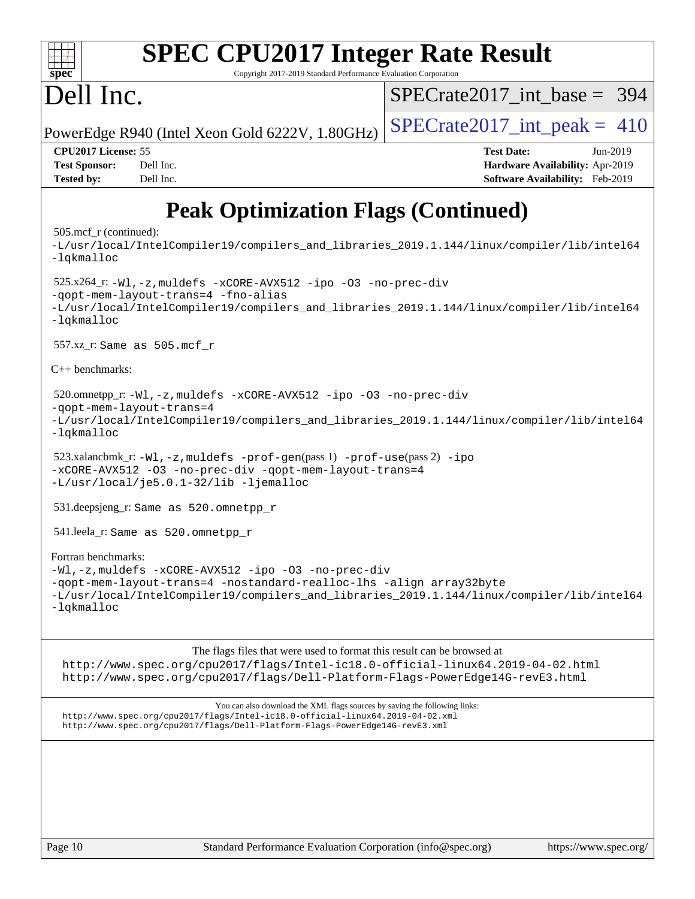# Peak Optimization Flags (Continued)

505.mcf_r (continued):
`-L/usr/local/IntelCompiler19/compilers_and_libraries_2019.1.144/linux/compiler/lib/intel64 -lqkmalloc`

525.x264_r: `-Wl,-z,muldefs -xCORE-AVX512 -ipo -O3 -no-prec-div -qopt-mem-layout-trans=4 -fno-alias -L/usr/local/IntelCompiler19/compilers_and_libraries_2019.1.144/linux/compiler/lib/intel64 -lqkmalloc`

557.xz_r: `Same as 505.mcf_r`

C++ benchmarks:

520.omnetpp_r: `-Wl,-z,muldefs -xCORE-AVX512 -ipo -O3 -no-prec-div -qopt-mem-layout-trans=4 -L/usr/local/IntelCompiler19/compilers_and_libraries_2019.1.144/linux/compiler/lib/intel64 -lqkmalloc`

523.xalancbmk_r: `-Wl,-z,muldefs -prof-gen`(pass 1) `-prof-use`(pass 2) `-ipo -xCORE-AVX512 -O3 -no-prec-div -qopt-mem-layout-trans=4 -L/usr/local/je5.0.1-32/lib -ljemalloc`

531.deepsjeng_r: `Same as 520.omnetpp_r`

541.leela_r: `Same as 520.omnetpp_r`

Fortran benchmarks:
`-Wl,-z,muldefs -xCORE-AVX512 -ipo -O3 -no-prec-div -qopt-mem-layout-trans=4 -nostandard-realloc-lhs -align array32byte -L/usr/local/IntelCompiler19/compilers_and_libraries_2019.1.144/linux/compiler/lib/intel64 -lqkmalloc`

The flags files that were used to format this result can be browsed at
http://www.spec.org/cpu2017/flags/Intel-ic18.0-official-linux64.2019-04-02.html
http://www.spec.org/cpu2017/flags/Dell-Platform-Flags-PowerEdge14G-revE3.html

You can also download the XML flags sources by saving the following links:
http://www.spec.org/cpu2017/flags/Intel-ic18.0-official-linux64.2019-04-02.xml
http://www.spec.org/cpu2017/flags/Dell-Platform-Flags-PowerEdge14G-revE3.xml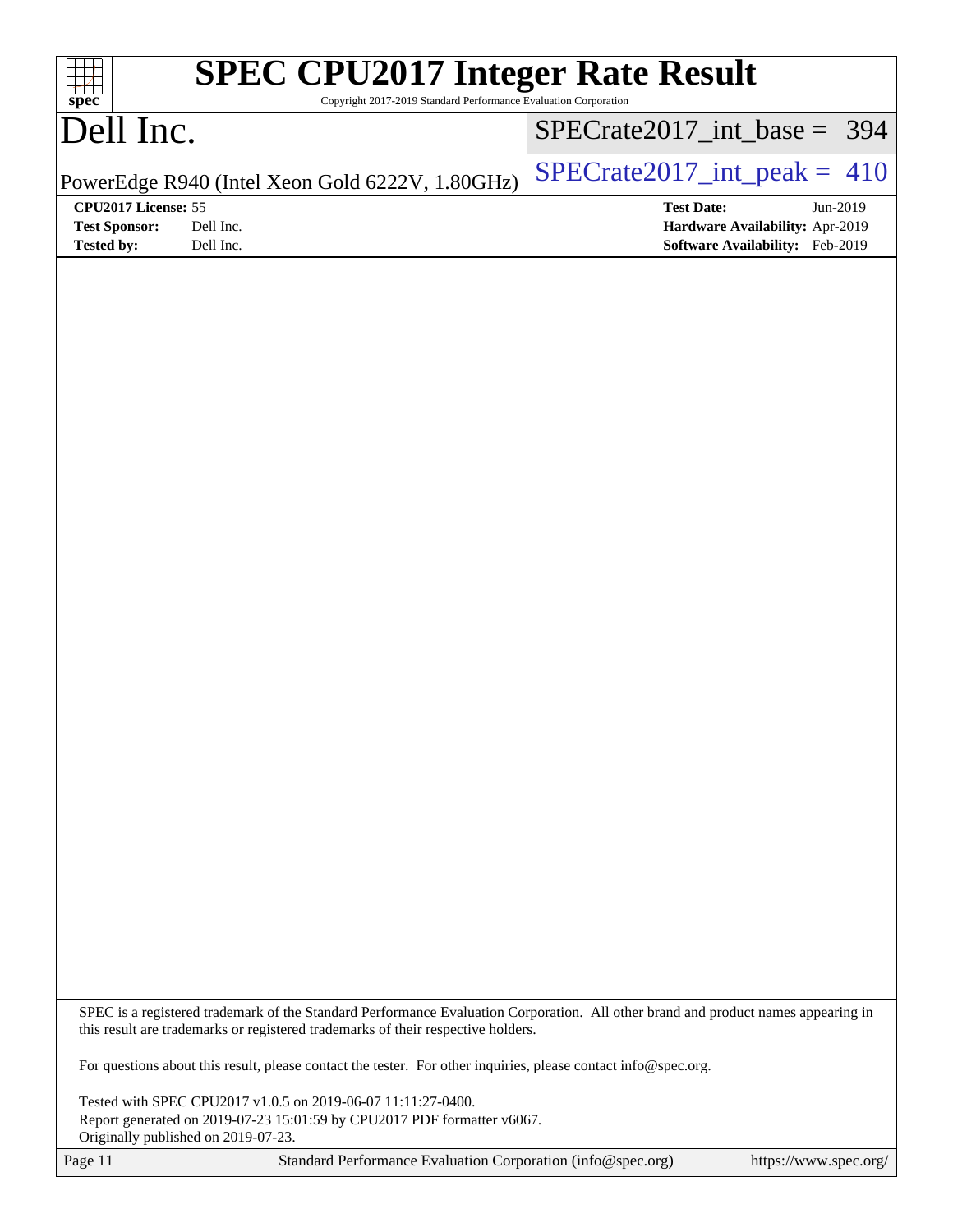SPEC is a registered trademark of the Standard Performance Evaluation Corporation. All other brand and product names appearing in this result are trademarks or registered trademarks of their respective holders.

For questions about this result, please contact the tester. For other inquiries, please contact info@spec.org.

Tested with SPEC CPU2017 v1.0.5 on 2019-06-07 11:11:27-0400.
Report generated on 2019-07-23 15:01:59 by CPU2017 PDF formatter v6067.
Originally published on 2019-07-23.